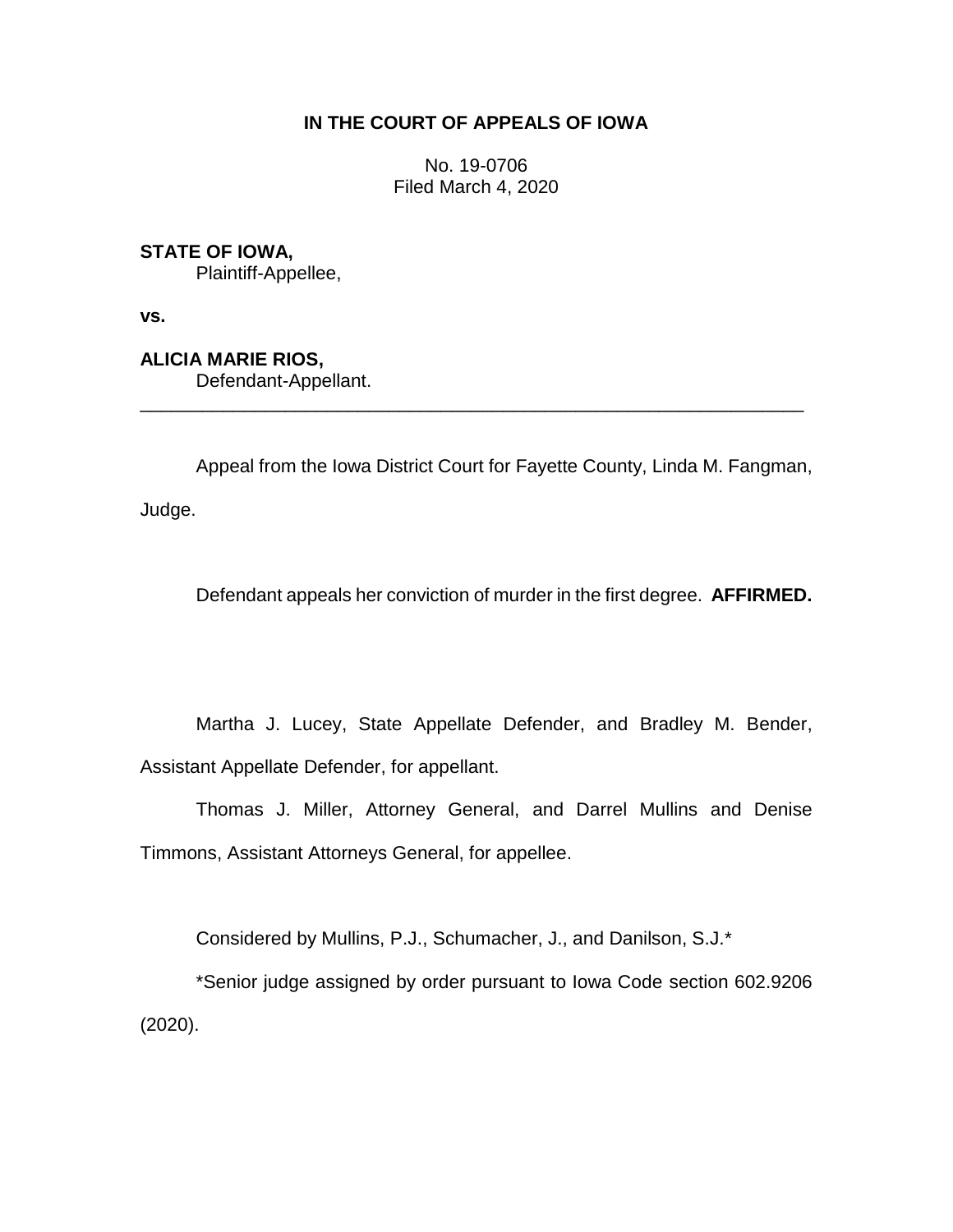# IN THE COURT OF APPEALS OF IOWA

No. 19-0706
Filed March 4, 2020

**STATE OF IOWA,**
Plaintiff-Appellee,

**vs.**

**ALICIA MARIE RIOS,**
Defendant-Appellant.

---

Appeal from the Iowa District Court for Fayette County, Linda M. Fangman, Judge.

Defendant appeals her conviction of murder in the first degree. **AFFIRMED.**

Martha J. Lucey, State Appellate Defender, and Bradley M. Bender, Assistant Appellate Defender, for appellant.

Thomas J. Miller, Attorney General, and Darrel Mullins and Denise Timmons, Assistant Attorneys General, for appellee.

Considered by Mullins, P.J., Schumacher, J., and Danilson, S.J.*

*Senior judge assigned by order pursuant to Iowa Code section 602.9206 (2020).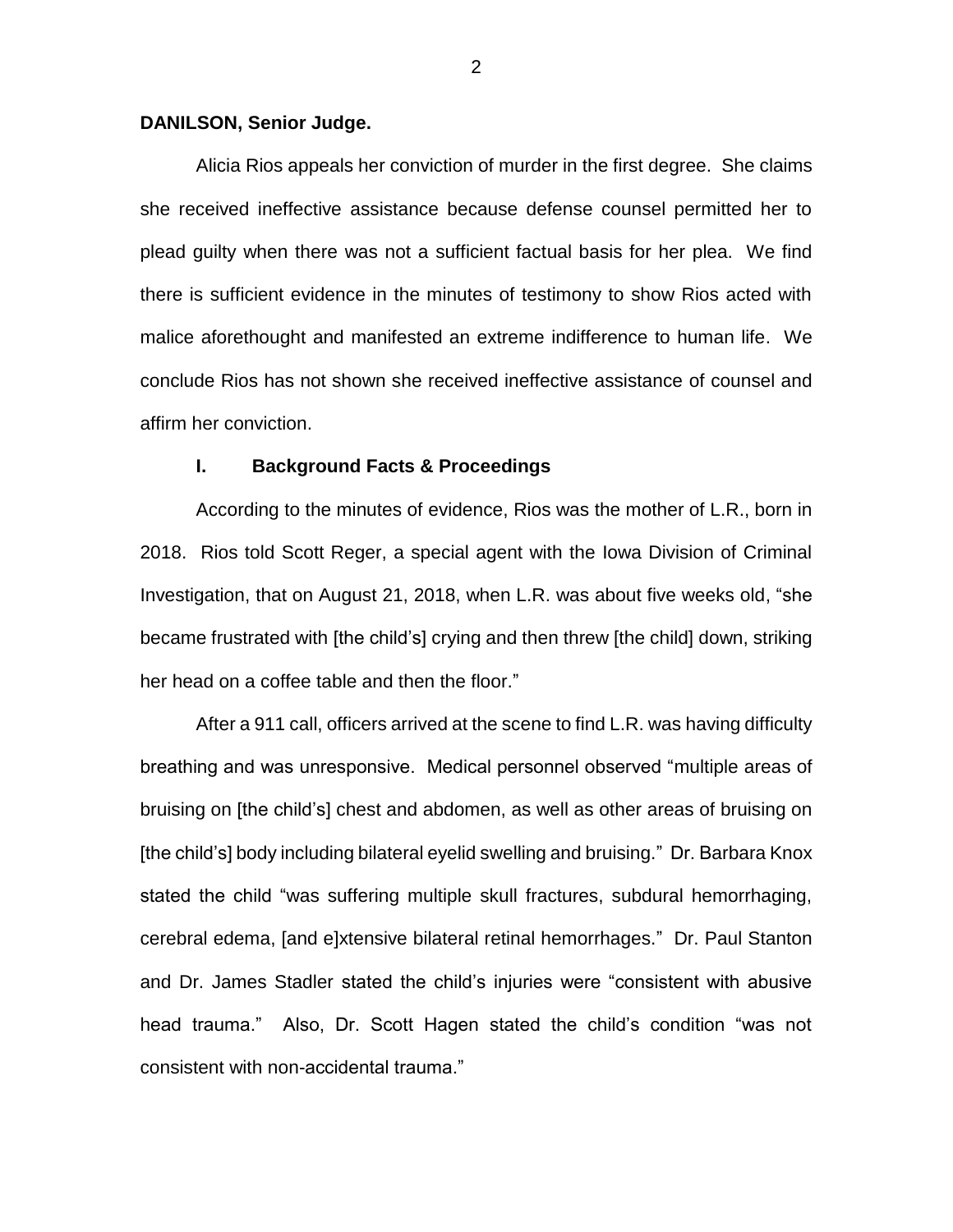**DANILSON, Senior Judge.**

Alicia Rios appeals her conviction of murder in the first degree. She claims she received ineffective assistance because defense counsel permitted her to plead guilty when there was not a sufficient factual basis for her plea. We find there is sufficient evidence in the minutes of testimony to show Rios acted with malice aforethought and manifested an extreme indifference to human life. We conclude Rios has not shown she received ineffective assistance of counsel and affirm her conviction.

## I. Background Facts & Proceedings

According to the minutes of evidence, Rios was the mother of L.R., born in 2018. Rios told Scott Reger, a special agent with the Iowa Division of Criminal Investigation, that on August 21, 2018, when L.R. was about five weeks old, "she became frustrated with [the child's] crying and then threw [the child] down, striking her head on a coffee table and then the floor."

After a 911 call, officers arrived at the scene to find L.R. was having difficulty breathing and was unresponsive. Medical personnel observed "multiple areas of bruising on [the child's] chest and abdomen, as well as other areas of bruising on [the child's] body including bilateral eyelid swelling and bruising." Dr. Barbara Knox stated the child "was suffering multiple skull fractures, subdural hemorrhaging, cerebral edema, [and e]xtensive bilateral retinal hemorrhages." Dr. Paul Stanton and Dr. James Stadler stated the child's injuries were "consistent with abusive head trauma." Also, Dr. Scott Hagen stated the child's condition "was not consistent with non-accidental trauma."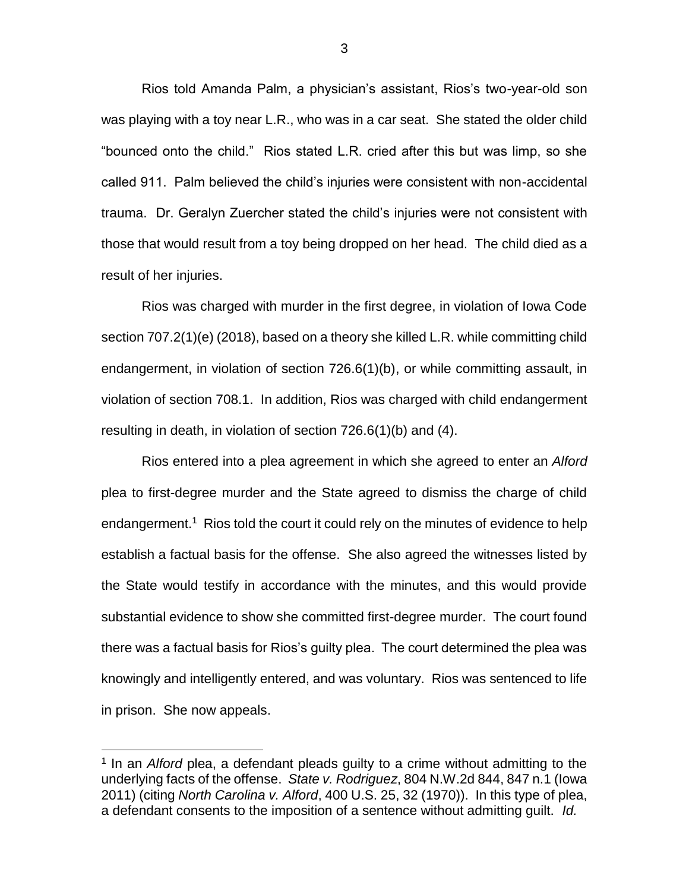Rios told Amanda Palm, a physician's assistant, Rios's two-year-old son was playing with a toy near L.R., who was in a car seat. She stated the older child "bounced onto the child." Rios stated L.R. cried after this but was limp, so she called 911. Palm believed the child's injuries were consistent with non-accidental trauma. Dr. Geralyn Zuercher stated the child's injuries were not consistent with those that would result from a toy being dropped on her head. The child died as a result of her injuries.

Rios was charged with murder in the first degree, in violation of Iowa Code section 707.2(1)(e) (2018), based on a theory she killed L.R. while committing child endangerment, in violation of section 726.6(1)(b), or while committing assault, in violation of section 708.1. In addition, Rios was charged with child endangerment resulting in death, in violation of section 726.6(1)(b) and (4).

Rios entered into a plea agreement in which she agreed to enter an *Alford* plea to first-degree murder and the State agreed to dismiss the charge of child endangerment.[1] Rios told the court it could rely on the minutes of evidence to help establish a factual basis for the offense. She also agreed the witnesses listed by the State would testify in accordance with the minutes, and this would provide substantial evidence to show she committed first-degree murder. The court found there was a factual basis for Rios's guilty plea. The court determined the plea was knowingly and intelligently entered, and was voluntary. Rios was sentenced to life in prison. She now appeals.

---

[1] In an *Alford* plea, a defendant pleads guilty to a crime without admitting to the underlying facts of the offense. *State v. Rodriguez*, 804 N.W.2d 844, 847 n.1 (Iowa 2011) (citing *North Carolina v. Alford*, 400 U.S. 25, 32 (1970)). In this type of plea, a defendant consents to the imposition of a sentence without admitting guilt. *Id.*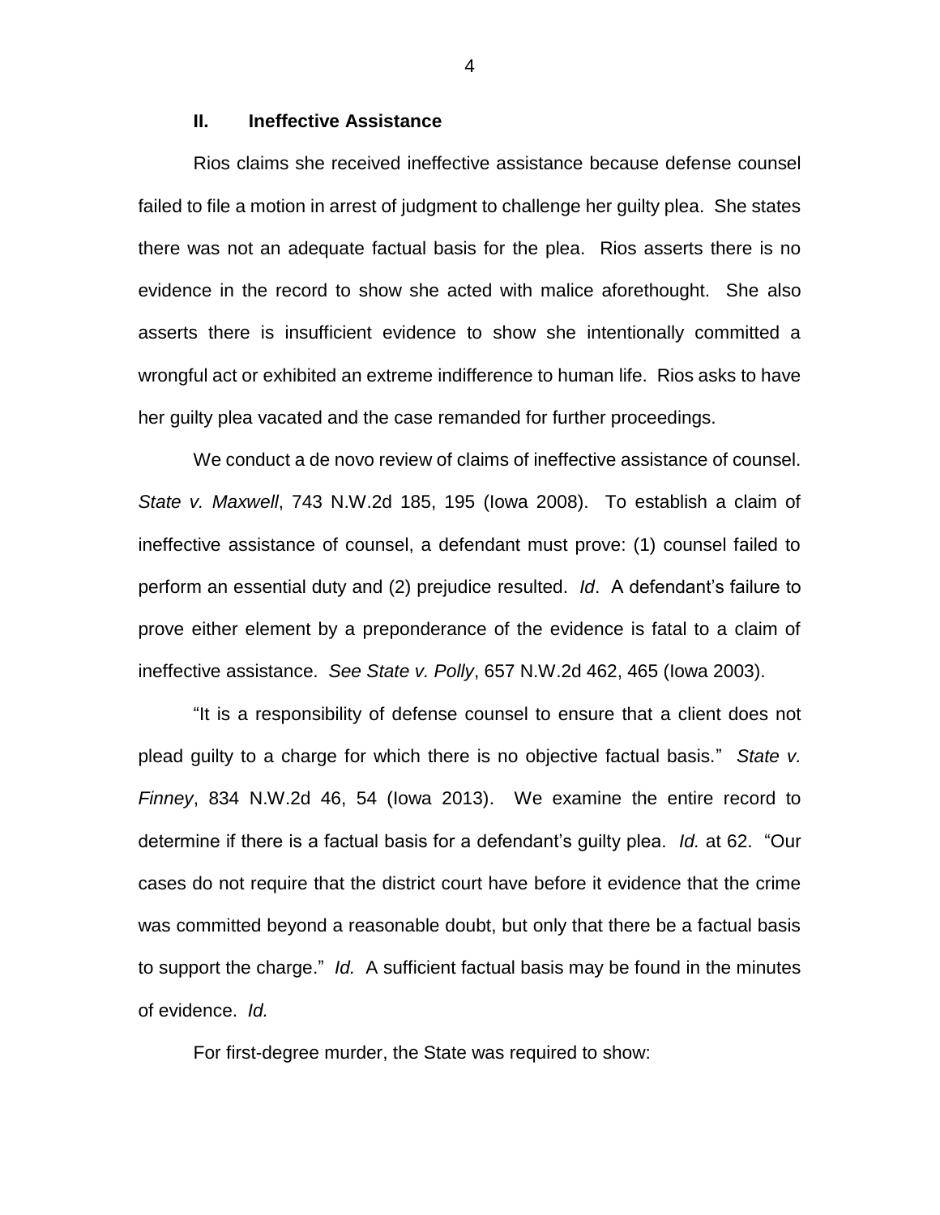## II. Ineffective Assistance

Rios claims she received ineffective assistance because defense counsel failed to file a motion in arrest of judgment to challenge her guilty plea. She states there was not an adequate factual basis for the plea. Rios asserts there is no evidence in the record to show she acted with malice aforethought. She also asserts there is insufficient evidence to show she intentionally committed a wrongful act or exhibited an extreme indifference to human life. Rios asks to have her guilty plea vacated and the case remanded for further proceedings.

We conduct a de novo review of claims of ineffective assistance of counsel. *State v. Maxwell*, 743 N.W.2d 185, 195 (Iowa 2008). To establish a claim of ineffective assistance of counsel, a defendant must prove: (1) counsel failed to perform an essential duty and (2) prejudice resulted. *Id*. A defendant's failure to prove either element by a preponderance of the evidence is fatal to a claim of ineffective assistance. *See State v. Polly*, 657 N.W.2d 462, 465 (Iowa 2003).

"It is a responsibility of defense counsel to ensure that a client does not plead guilty to a charge for which there is no objective factual basis." *State v. Finney*, 834 N.W.2d 46, 54 (Iowa 2013). We examine the entire record to determine if there is a factual basis for a defendant's guilty plea. *Id.* at 62. "Our cases do not require that the district court have before it evidence that the crime was committed beyond a reasonable doubt, but only that there be a factual basis to support the charge." *Id.* A sufficient factual basis may be found in the minutes of evidence. *Id.*

For first-degree murder, the State was required to show: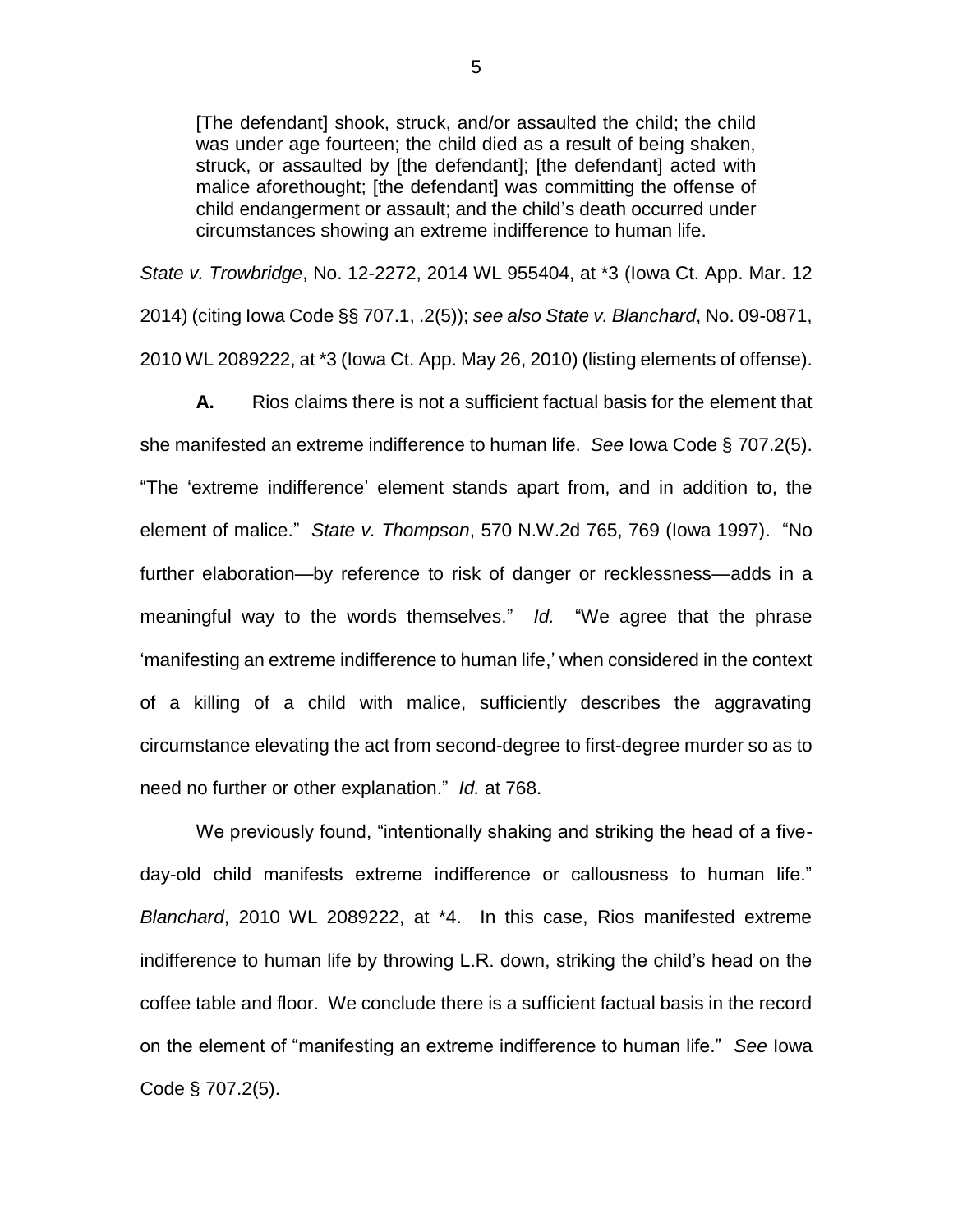> [The defendant] shook, struck, and/or assaulted the child; the child was under age fourteen; the child died as a result of being shaken, struck, or assaulted by [the defendant]; [the defendant] acted with malice aforethought; [the defendant] was committing the offense of child endangerment or assault; and the child's death occurred under circumstances showing an extreme indifference to human life.

*State v. Trowbridge*, No. 12-2272, 2014 WL 955404, at *3 (Iowa Ct. App. Mar. 12 2014) (citing Iowa Code §§ 707.1, .2(5)); *see also State v. Blanchard*, No. 09-0871, 2010 WL 2089222, at *3 (Iowa Ct. App. May 26, 2010) (listing elements of offense).

**A.** Rios claims there is not a sufficient factual basis for the element that she manifested an extreme indifference to human life. *See* Iowa Code § 707.2(5). "The 'extreme indifference' element stands apart from, and in addition to, the element of malice." *State v. Thompson*, 570 N.W.2d 765, 769 (Iowa 1997). "No further elaboration—by reference to risk of danger or recklessness—adds in a meaningful way to the words themselves." *Id.* "We agree that the phrase 'manifesting an extreme indifference to human life,' when considered in the context of a killing of a child with malice, sufficiently describes the aggravating circumstance elevating the act from second-degree to first-degree murder so as to need no further or other explanation." *Id.* at 768.

We previously found, "intentionally shaking and striking the head of a five-day-old child manifests extreme indifference or callousness to human life." *Blanchard*, 2010 WL 2089222, at *4. In this case, Rios manifested extreme indifference to human life by throwing L.R. down, striking the child's head on the coffee table and floor. We conclude there is a sufficient factual basis in the record on the element of "manifesting an extreme indifference to human life." *See* Iowa Code § 707.2(5).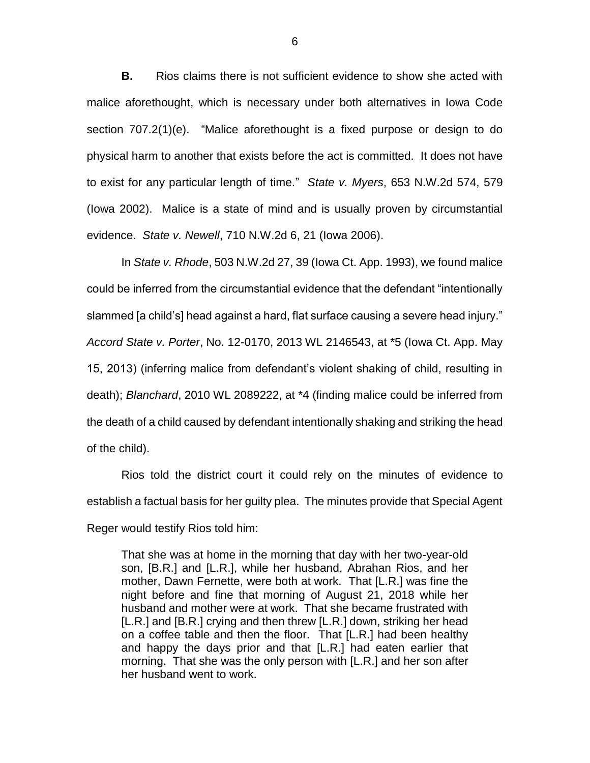**B.** Rios claims there is not sufficient evidence to show she acted with malice aforethought, which is necessary under both alternatives in Iowa Code section 707.2(1)(e). "Malice aforethought is a fixed purpose or design to do physical harm to another that exists before the act is committed. It does not have to exist for any particular length of time." *State v. Myers*, 653 N.W.2d 574, 579 (Iowa 2002). Malice is a state of mind and is usually proven by circumstantial evidence. *State v. Newell*, 710 N.W.2d 6, 21 (Iowa 2006).

In *State v. Rhode*, 503 N.W.2d 27, 39 (Iowa Ct. App. 1993), we found malice could be inferred from the circumstantial evidence that the defendant "intentionally slammed [a child's] head against a hard, flat surface causing a severe head injury." *Accord State v. Porter*, No. 12-0170, 2013 WL 2146543, at *5 (Iowa Ct. App. May 15, 2013) (inferring malice from defendant's violent shaking of child, resulting in death); *Blanchard*, 2010 WL 2089222, at *4 (finding malice could be inferred from the death of a child caused by defendant intentionally shaking and striking the head of the child).

Rios told the district court it could rely on the minutes of evidence to establish a factual basis for her guilty plea. The minutes provide that Special Agent Reger would testify Rios told him:

> That she was at home in the morning that day with her two-year-old son, [B.R.] and [L.R.], while her husband, Abrahan Rios, and her mother, Dawn Fernette, were both at work. That [L.R.] was fine the night before and fine that morning of August 21, 2018 while her husband and mother were at work. That she became frustrated with [L.R.] and [B.R.] crying and then threw [L.R.] down, striking her head on a coffee table and then the floor. That [L.R.] had been healthy and happy the days prior and that [L.R.] had eaten earlier that morning. That she was the only person with [L.R.] and her son after her husband went to work.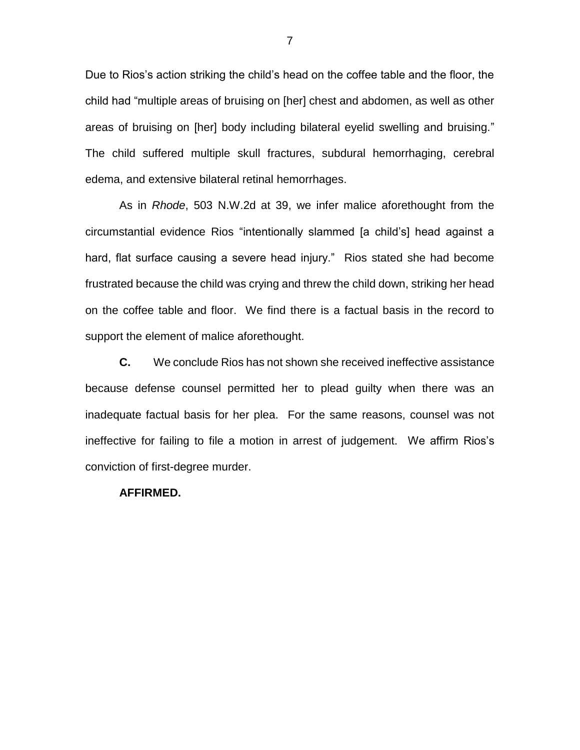Due to Rios's action striking the child's head on the coffee table and the floor, the child had "multiple areas of bruising on [her] chest and abdomen, as well as other areas of bruising on [her] body including bilateral eyelid swelling and bruising." The child suffered multiple skull fractures, subdural hemorrhaging, cerebral edema, and extensive bilateral retinal hemorrhages.

As in *Rhode*, 503 N.W.2d at 39, we infer malice aforethought from the circumstantial evidence Rios "intentionally slammed [a child's] head against a hard, flat surface causing a severe head injury." Rios stated she had become frustrated because the child was crying and threw the child down, striking her head on the coffee table and floor. We find there is a factual basis in the record to support the element of malice aforethought.

**C.** We conclude Rios has not shown she received ineffective assistance because defense counsel permitted her to plead guilty when there was an inadequate factual basis for her plea. For the same reasons, counsel was not ineffective for failing to file a motion in arrest of judgement. We affirm Rios's conviction of first-degree murder.

**AFFIRMED.**